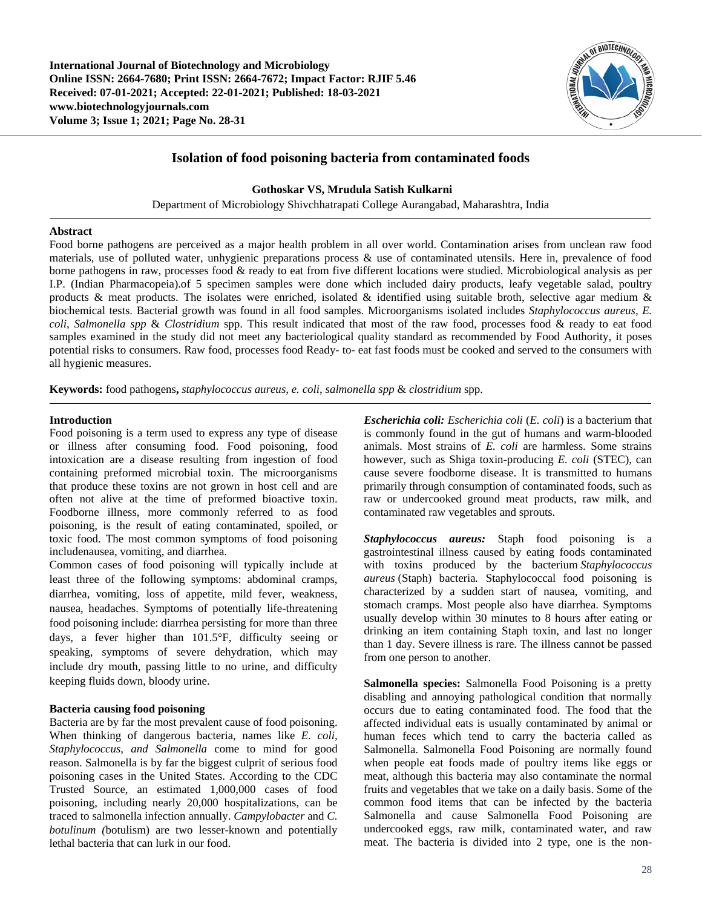# Isolation of food poisoning bacteria from contaminated foods

**Gothoskar VS, Mrudula Satish Kulkarni**

Department of Microbiology Shivchhatrapati College Aurangabad, Maharashtra, India

## Abstract

Food borne pathogens are perceived as a major health problem in all over world. Contamination arises from unclean raw food materials, use of polluted water, unhygienic preparations process & use of contaminated utensils. Here in, prevalence of food borne pathogens in raw, processes food & ready to eat from five different locations were studied. Microbiological analysis as per I.P. (Indian Pharmacopeia).of 5 specimen samples were done which included dairy products, leafy vegetable salad, poultry products & meat products. The isolates were enriched, isolated & identified using suitable broth, selective agar medium & biochemical tests. Bacterial growth was found in all food samples. Microorganisms isolated includes *Staphylococcus aureus, E. coli, Salmonella spp* & *Clostridium* spp. This result indicated that most of the raw food, processes food & ready to eat food samples examined in the study did not meet any bacteriological quality standard as recommended by Food Authority, it poses potential risks to consumers. Raw food, processes food Ready- to- eat fast foods must be cooked and served to the consumers with all hygienic measures.

**Keywords:** food pathogens**,** *staphylococcus aureus, e. coli*, *salmonella spp* & *clostridium* spp.

## Introduction

Food poisoning is a term used to express any type of disease or illness after consuming food. Food poisoning, food intoxication are a disease resulting from ingestion of food containing preformed microbial toxin. The microorganisms that produce these toxins are not grown in host cell and are often not alive at the time of preformed bioactive toxin. Foodborne illness, more commonly referred to as food poisoning, is the result of eating contaminated, spoiled, or toxic food. The most common symptoms of food poisoning includenausea, vomiting, and diarrhea.

Common cases of food poisoning will typically include at least three of the following symptoms: abdominal cramps, diarrhea, vomiting, loss of appetite, mild fever, weakness, nausea, headaches. Symptoms of potentially life-threatening food poisoning include: diarrhea persisting for more than three days, a fever higher than 101.5°F, difficulty seeing or speaking, symptoms of severe dehydration, which may include dry mouth, passing little to no urine, and difficulty keeping fluids down, bloody urine.

### Bacteria causing food poisoning

Bacteria are by far the most prevalent cause of food poisoning. When thinking of dangerous bacteria, names like *E. coli, Staphylococcus, and Salmonella* come to mind for good reason. Salmonella is by far the biggest culprit of serious food poisoning cases in the United States. According to the CDC Trusted Source, an estimated 1,000,000 cases of food poisoning, including nearly 20,000 hospitalizations, can be traced to salmonella infection annually. *Campylobacter* and *C. botulinum (*botulism) are two lesser-known and potentially lethal bacteria that can lurk in our food.

***Escherichia coli:*** *Escherichia coli* (*E. coli*) is a bacterium that is commonly found in the gut of humans and warm-blooded animals. Most strains of *E. coli* are harmless. Some strains however, such as Shiga toxin-producing *E. coli* (STEC), can cause severe foodborne disease. It is transmitted to humans primarily through consumption of contaminated foods, such as raw or undercooked ground meat products, raw milk, and contaminated raw vegetables and sprouts.

***Staphylococcus aureus:*** Staph food poisoning is a gastrointestinal illness caused by eating foods contaminated with toxins produced by the bacterium *Staphylococcus aureus* (Staph) bacteria*.* Staphylococcal food poisoning is characterized by a sudden start of nausea, vomiting, and stomach cramps. Most people also have diarrhea. Symptoms usually develop within 30 minutes to 8 hours after eating or drinking an item containing Staph toxin, and last no longer than 1 day. Severe illness is rare. The illness cannot be passed from one person to another.

**Salmonella species:** Salmonella Food Poisoning is a pretty disabling and annoying pathological condition that normally occurs due to eating contaminated food. The food that the affected individual eats is usually contaminated by animal or human feces which tend to carry the bacteria called as Salmonella. Salmonella Food Poisoning are normally found when people eat foods made of poultry items like eggs or meat, although this bacteria may also contaminate the normal fruits and vegetables that we take on a daily basis. Some of the common food items that can be infected by the bacteria Salmonella and cause Salmonella Food Poisoning are undercooked eggs, raw milk, contaminated water, and raw meat. The bacteria is divided into 2 type, one is the non-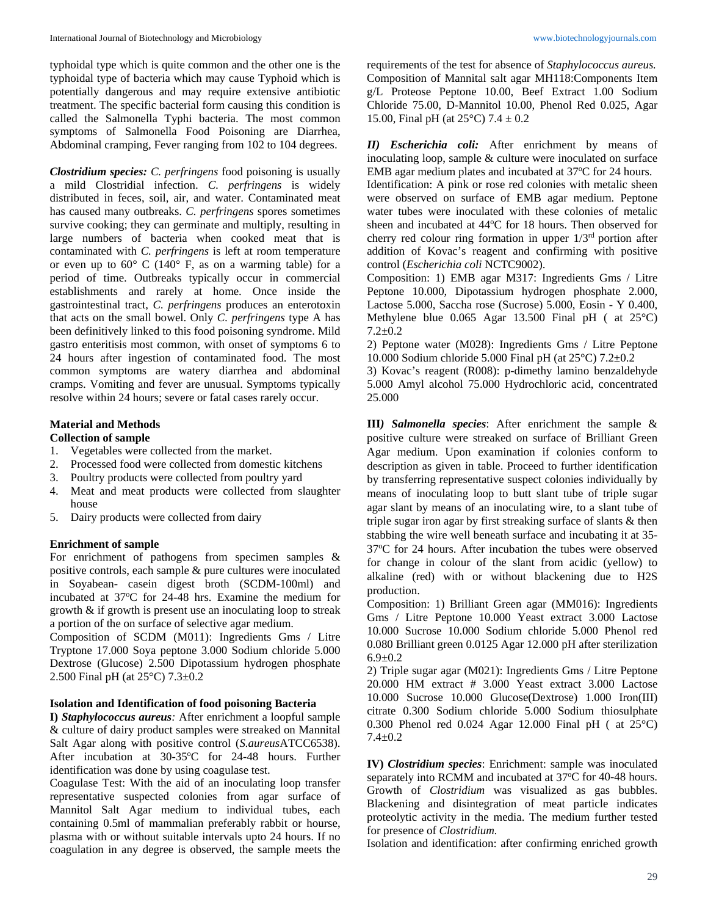typhoidal type which is quite common and the other one is the typhoidal type of bacteria which may cause Typhoid which is potentially dangerous and may require extensive antibiotic treatment. The specific bacterial form causing this condition is called the Salmonella Typhi bacteria. The most common symptoms of Salmonella Food Poisoning are Diarrhea, Abdominal cramping, Fever ranging from 102 to 104 degrees.

***Clostridium species:*** *C. perfringens* food poisoning is usually a mild Clostridial infection. *C. perfringens* is widely distributed in feces, soil, air, and water. Contaminated meat has caused many outbreaks. *C. perfringens* spores sometimes survive cooking; they can germinate and multiply, resulting in large numbers of bacteria when cooked meat that is contaminated with *C. perfringens* is left at room temperature or even up to 60° C (140° F, as on a warming table) for a period of time. Outbreaks typically occur in commercial establishments and rarely at home. Once inside the gastrointestinal tract, *C. perfringens* produces an enterotoxin that acts on the small bowel. Only *C. perfringens* type A has been definitively linked to this food poisoning syndrome. Mild gastro enteritisis most common, with onset of symptoms 6 to 24 hours after ingestion of contaminated food. The most common symptoms are watery diarrhea and abdominal cramps. Vomiting and fever are unusual. Symptoms typically resolve within 24 hours; severe or fatal cases rarely occur.

## Material and Methods

### Collection of sample

1. Vegetables were collected from the market.
2. Processed food were collected from domestic kitchens
3. Poultry products were collected from poultry yard
4. Meat and meat products were collected from slaughter house
5. Dairy products were collected from dairy

### Enrichment of sample

For enrichment of pathogens from specimen samples & positive controls, each sample & pure cultures were inoculated in Soyabean- casein digest broth (SCDM-100ml) and incubated at 37ºC for 24-48 hrs. Examine the medium for growth & if growth is present use an inoculating loop to streak a portion of the on surface of selective agar medium.

Composition of SCDM (M011): Ingredients Gms / Litre Tryptone 17.000 Soya peptone 3.000 Sodium chloride 5.000 Dextrose (Glucose) 2.500 Dipotassium hydrogen phosphate 2.500 Final pH (at 25°C) 7.3±0.2

### Isolation and Identification of food poisoning Bacteria

**I) *Staphylococcus aureus*:** After enrichment a loopful sample & culture of dairy product samples were streaked on Mannital Salt Agar along with positive control (*S.aureus*ATCC6538). After incubation at 30-35ºC for 24-48 hours. Further identification was done by using coagulase test.

Coagulase Test: With the aid of an inoculating loop transfer representative suspected colonies from agar surface of Mannitol Salt Agar medium to individual tubes, each containing 0.5ml of mammalian preferably rabbit or hourse, plasma with or without suitable intervals upto 24 hours. If no coagulation in any degree is observed, the sample meets the requirements of the test for absence of *Staphylococcus aureus.*

Composition of Mannital salt agar MH118:Components Item g/L Proteose Peptone 10.00, Beef Extract 1.00 Sodium Chloride 75.00, D-Mannitol 10.00, Phenol Red 0.025, Agar 15.00, Final pH (at 25°C) 7.4 ± 0.2

**II) *Escherichia coli:*** After enrichment by means of inoculating loop, sample & culture were inoculated on surface EMB agar medium plates and incubated at 37ºC for 24 hours.

Identification: A pink or rose red colonies with metalic sheen were observed on surface of EMB agar medium. Peptone water tubes were inoculated with these colonies of metalic sheen and incubated at 44ºC for 18 hours. Then observed for cherry red colour ring formation in upper 1/3rd portion after addition of Kovac's reagent and confirming with positive control (*Escherichia coli* NCTC9002).

Composition: 1) EMB agar M317: Ingredients Gms / Litre Peptone 10.000, Dipotassium hydrogen phosphate 2.000, Lactose 5.000, Saccha rose (Sucrose) 5.000, Eosin - Y 0.400, Methylene blue 0.065 Agar 13.500 Final pH ( at 25°C) 7.2±0.2

2) Peptone water (M028): Ingredients Gms / Litre Peptone 10.000 Sodium chloride 5.000 Final pH (at 25°C) 7.2±0.2

3) Kovac's reagent (R008): p-dimethy lamino benzaldehyde 5.000 Amyl alcohol 75.000 Hydrochloric acid, concentrated 25.000

**III*) Salmonella species*:** After enrichment the sample & positive culture were streaked on surface of Brilliant Green Agar medium. Upon examination if colonies conform to description as given in table. Proceed to further identification by transferring representative suspect colonies individually by means of inoculating loop to butt slant tube of triple sugar agar slant by means of an inoculating wire, to a slant tube of triple sugar iron agar by first streaking surface of slants & then stabbing the wire well beneath surface and incubating it at 35-37ºC for 24 hours. After incubation the tubes were observed for change in colour of the slant from acidic (yellow) to alkaline (red) with or without blackening due to $H_2S$ production.

Composition: 1) Brilliant Green agar (MM016): Ingredients Gms / Litre Peptone 10.000 Yeast extract 3.000 Lactose 10.000 Sucrose 10.000 Sodium chloride 5.000 Phenol red 0.080 Brilliant green 0.0125 Agar 12.000 pH after sterilization 6.9±0.2

2) Triple sugar agar (M021): Ingredients Gms / Litre Peptone 20.000 HM extract # 3.000 Yeast extract 3.000 Lactose 10.000 Sucrose 10.000 Glucose(Dextrose) 1.000 Iron(III) citrate 0.300 Sodium chloride 5.000 Sodium thiosulphate 0.300 Phenol red 0.024 Agar 12.000 Final pH ( at 25°C) 7.4±0.2

**IV) *Clostridium species*:** Enrichment: sample was inoculated separately into RCMM and incubated at 37ºC for 40-48 hours. Growth of *Clostridium* was visualized as gas bubbles. Blackening and disintegration of meat particle indicates proteolytic activity in the media. The medium further tested for presence of *Clostridium.*

Isolation and identification: after confirming enriched growth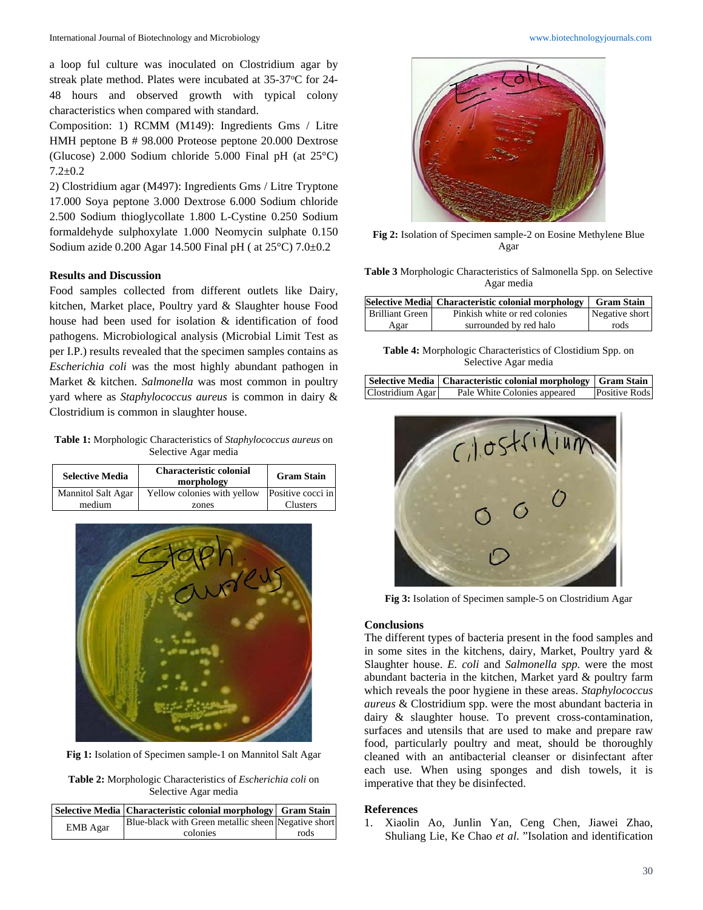a loop ful culture was inoculated on Clostridium agar by streak plate method. Plates were incubated at 35-37°C for 24-48 hours and observed growth with typical colony characteristics when compared with standard.

Composition: 1) RCMM (M149): Ingredients Gms / Litre HMH peptone B # 98.000 Proteose peptone 20.000 Dextrose (Glucose) 2.000 Sodium chloride 5.000 Final pH (at 25°C) 7.2±0.2

2) Clostridium agar (M497): Ingredients Gms / Litre Tryptone 17.000 Soya peptone 3.000 Dextrose 6.000 Sodium chloride 2.500 Sodium thioglycollate 1.800 L-Cystine 0.250 Sodium formaldehyde sulphoxylate 1.000 Neomycin sulphate 0.150 Sodium azide 0.200 Agar 14.500 Final pH ( at 25°C) 7.0±0.2

### Results and Discussion

Food samples collected from different outlets like Dairy, kitchen, Market place, Poultry yard & Slaughter house Food house had been used for isolation & identification of food pathogens. Microbiological analysis (Microbial Limit Test as per I.P.) results revealed that the specimen samples contains as *Escherichia coli* was the most highly abundant pathogen in Market & kitchen. *Salmonella* was most common in poultry yard where as *Staphylococcus aureus* is common in dairy & Clostridium is common in slaughter house.

**Table 1:** Morphologic Characteristics of *Staphylococcus aureus* on Selective Agar media

| Selective Media | Characteristic colonial morphology | Gram Stain |
|---|---|---|
| Mannitol Salt Agar medium | Yellow colonies with yellow zones | Positive cocci in Clusters |

**Fig 1:** Isolation of Specimen sample-1 on Mannitol Salt Agar

**Table 2:** Morphologic Characteristics of *Escherichia coli* on Selective Agar media

| Selective Media | Characteristic colonial morphology | Gram Stain |
|---|---|---|
| EMB Agar | Blue-black with Green metallic sheen colonies | Negative short rods |

**Fig 2:** Isolation of Specimen sample-2 on Eosine Methylene Blue Agar

**Table 3** Morphologic Characteristics of Salmonella Spp. on Selective Agar media

| Selective Media | Characteristic colonial morphology | Gram Stain |
|---|---|---|
| Brilliant Green Agar | Pinkish white or red colonies surrounded by red halo | Negative short rods |

**Table 4:** Morphologic Characteristics of Clostidium Spp. on Selective Agar media

| Selective Media | Characteristic colonial morphology | Gram Stain |
|---|---|---|
| Clostridium Agar | Pale White Colonies appeared | Positive Rods |

**Fig 3:** Isolation of Specimen sample-5 on Clostridium Agar

### Conclusions

The different types of bacteria present in the food samples and in some sites in the kitchens, dairy, Market, Poultry yard & Slaughter house. *E. coli* and *Salmonella spp.* were the most abundant bacteria in the kitchen, Market yard & poultry farm which reveals the poor hygiene in these areas. *Staphylococcus aureus* & Clostridium spp. were the most abundant bacteria in dairy & slaughter house. To prevent cross-contamination, surfaces and utensils that are used to make and prepare raw food, particularly poultry and meat, should be thoroughly cleaned with an antibacterial cleanser or disinfectant after each use. When using sponges and dish towels, it is imperative that they be disinfected.

### References

1. Xiaolin Ao, Junlin Yan, Ceng Chen, Jiawei Zhao, Shuliang Lie, Ke Chao *et al.* "Isolation and identification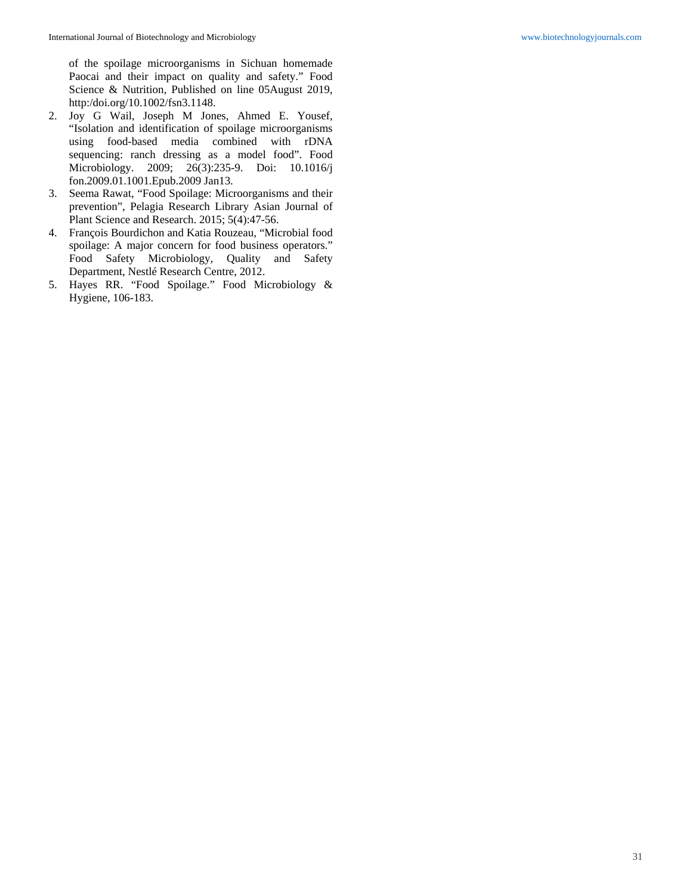of the spoilage microorganisms in Sichuan homemade Paocai and their impact on quality and safety." Food Science & Nutrition, Published on line 05August 2019, http:/doi.org/10.1002/fsn3.1148.

2. Joy G Wail, Joseph M Jones, Ahmed E. Yousef, "Isolation and identification of spoilage microorganisms using food-based media combined with rDNA sequencing: ranch dressing as a model food". Food Microbiology. 2009; 26(3):235-9. Doi: 10.1016/j fon.2009.01.1001.Epub.2009 Jan13.
3. Seema Rawat, "Food Spoilage: Microorganisms and their prevention", Pelagia Research Library Asian Journal of Plant Science and Research. 2015; 5(4):47-56.
4. François Bourdichon and Katia Rouzeau, "Microbial food spoilage: A major concern for food business operators." Food Safety Microbiology, Quality and Safety Department, Nestlé Research Centre, 2012.
5. Hayes RR. "Food Spoilage." Food Microbiology & Hygiene, 106-183.